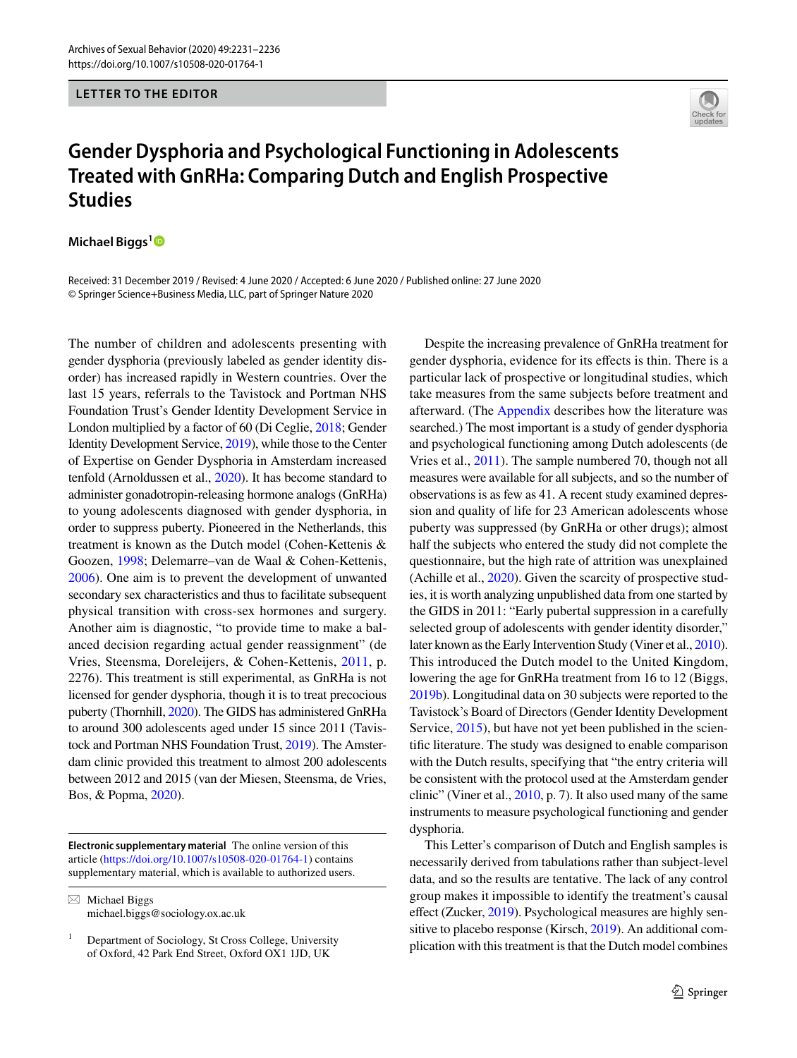LETTER TO THE EDITOR

# Gender Dysphoria and Psychological Functioning in Adolescents Treated with GnRHa: Comparing Dutch and English Prospective Studies

**Michael Biggs**[1]

Received: 31 December 2019 / Revised: 4 June 2020 / Accepted: 6 June 2020 / Published online: 27 June 2020
© Springer Science+Business Media, LLC, part of Springer Nature 2020

The number of children and adolescents presenting with gender dysphoria (previously labeled as gender identity disorder) has increased rapidly in Western countries. Over the last 15 years, referrals to the Tavistock and Portman NHS Foundation Trust's Gender Identity Development Service in London multiplied by a factor of 60 (Di Ceglie, 2018; Gender Identity Development Service, 2019), while those to the Center of Expertise on Gender Dysphoria in Amsterdam increased tenfold (Arnoldussen et al., 2020). It has become standard to administer gonadotropin-releasing hormone analogs (GnRHa) to young adolescents diagnosed with gender dysphoria, in order to suppress puberty. Pioneered in the Netherlands, this treatment is known as the Dutch model (Cohen-Kettenis & Goozen, 1998; Delemarre–van de Waal & Cohen-Kettenis, 2006). One aim is to prevent the development of unwanted secondary sex characteristics and thus to facilitate subsequent physical transition with cross-sex hormones and surgery. Another aim is diagnostic, "to provide time to make a balanced decision regarding actual gender reassignment" (de Vries, Steensma, Doreleijers, & Cohen-Kettenis, 2011, p. 2276). This treatment is still experimental, as GnRHa is not licensed for gender dysphoria, though it is to treat precocious puberty (Thornhill, 2020). The GIDS has administered GnRHa to around 300 adolescents aged under 15 since 2011 (Tavistock and Portman NHS Foundation Trust, 2019). The Amsterdam clinic provided this treatment to almost 200 adolescents between 2012 and 2015 (van der Miesen, Steensma, de Vries, Bos, & Popma, 2020).

Despite the increasing prevalence of GnRHa treatment for gender dysphoria, evidence for its effects is thin. There is a particular lack of prospective or longitudinal studies, which take measures from the same subjects before treatment and afterward. (The Appendix describes how the literature was searched.) The most important is a study of gender dysphoria and psychological functioning among Dutch adolescents (de Vries et al., 2011). The sample numbered 70, though not all measures were available for all subjects, and so the number of observations is as few as 41. A recent study examined depression and quality of life for 23 American adolescents whose puberty was suppressed (by GnRHa or other drugs); almost half the subjects who entered the study did not complete the questionnaire, but the high rate of attrition was unexplained (Achille et al., 2020). Given the scarcity of prospective studies, it is worth analyzing unpublished data from one started by the GIDS in 2011: "Early pubertal suppression in a carefully selected group of adolescents with gender identity disorder," later known as the Early Intervention Study (Viner et al., 2010). This introduced the Dutch model to the United Kingdom, lowering the age for GnRHa treatment from 16 to 12 (Biggs, 2019b). Longitudinal data on 30 subjects were reported to the Tavistock's Board of Directors (Gender Identity Development Service, 2015), but have not yet been published in the scientific literature. The study was designed to enable comparison with the Dutch results, specifying that "the entry criteria will be consistent with the protocol used at the Amsterdam gender clinic" (Viner et al., 2010, p. 7). It also used many of the same instruments to measure psychological functioning and gender dysphoria.

This Letter's comparison of Dutch and English samples is necessarily derived from tabulations rather than subject-level data, and so the results are tentative. The lack of any control group makes it impossible to identify the treatment's causal effect (Zucker, 2019). Psychological measures are highly sensitive to placebo response (Kirsch, 2019). An additional complication with this treatment is that the Dutch model combines

**Electronic supplementary material** The online version of this article (https://doi.org/10.1007/s10508-020-01764-1) contains supplementary material, which is available to authorized users.

✉ Michael Biggs
michael.biggs@sociology.ox.ac.uk

[1] Department of Sociology, St Cross College, University of Oxford, 42 Park End Street, Oxford OX1 1JD, UK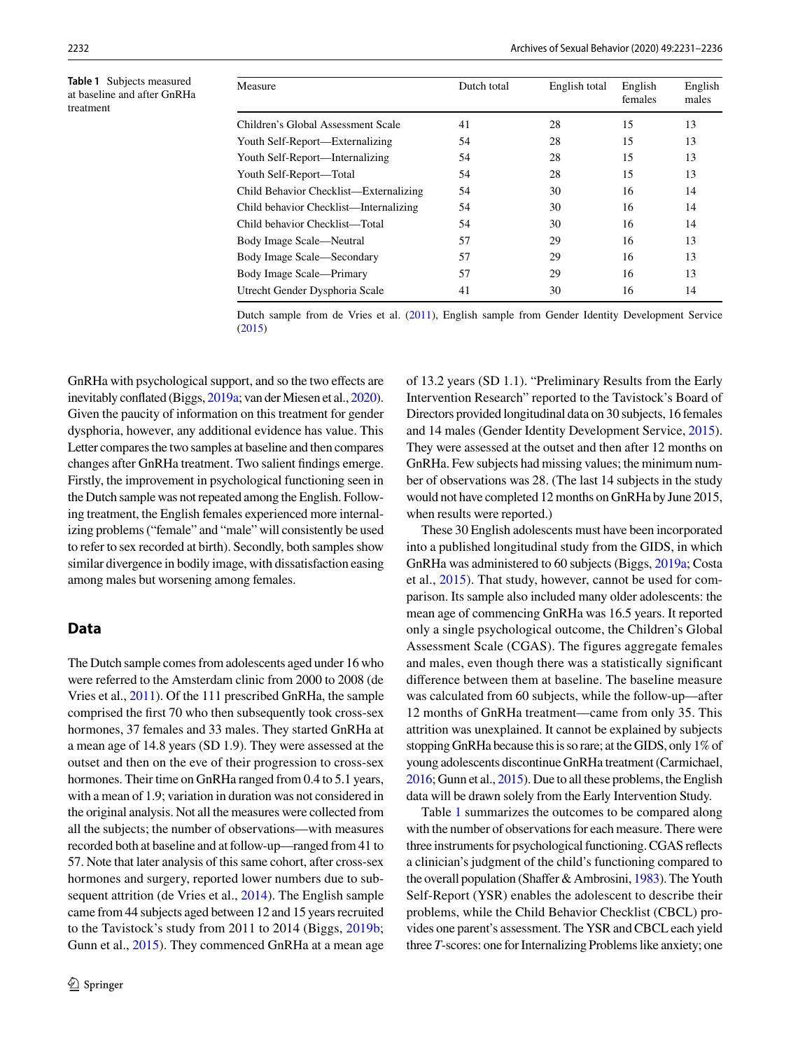**Table 1** Subjects measured at baseline and after GnRHa treatment

| Measure | Dutch total | English total | English females | English males |
|---|---|---|---|---|
| Children's Global Assessment Scale | 41 | 28 | 15 | 13 |
| Youth Self-Report—Externalizing | 54 | 28 | 15 | 13 |
| Youth Self-Report—Internalizing | 54 | 28 | 15 | 13 |
| Youth Self-Report—Total | 54 | 28 | 15 | 13 |
| Child Behavior Checklist—Externalizing | 54 | 30 | 16 | 14 |
| Child behavior Checklist—Internalizing | 54 | 30 | 16 | 14 |
| Child behavior Checklist—Total | 54 | 30 | 16 | 14 |
| Body Image Scale—Neutral | 57 | 29 | 16 | 13 |
| Body Image Scale—Secondary | 57 | 29 | 16 | 13 |
| Body Image Scale—Primary | 57 | 29 | 16 | 13 |
| Utrecht Gender Dysphoria Scale | 41 | 30 | 16 | 14 |

Dutch sample from de Vries et al. (2011), English sample from Gender Identity Development Service (2015)

GnRHa with psychological support, and so the two effects are inevitably conflated (Biggs, 2019a; van der Miesen et al., 2020). Given the paucity of information on this treatment for gender dysphoria, however, any additional evidence has value. This Letter compares the two samples at baseline and then compares changes after GnRHa treatment. Two salient findings emerge. Firstly, the improvement in psychological functioning seen in the Dutch sample was not repeated among the English. Following treatment, the English females experienced more internalizing problems ("female" and "male" will consistently be used to refer to sex recorded at birth). Secondly, both samples show similar divergence in bodily image, with dissatisfaction easing among males but worsening among females.

## Data

The Dutch sample comes from adolescents aged under 16 who were referred to the Amsterdam clinic from 2000 to 2008 (de Vries et al., 2011). Of the 111 prescribed GnRHa, the sample comprised the first 70 who then subsequently took cross-sex hormones, 37 females and 33 males. They started GnRHa at a mean age of 14.8 years (SD 1.9). They were assessed at the outset and then on the eve of their progression to cross-sex hormones. Their time on GnRHa ranged from 0.4 to 5.1 years, with a mean of 1.9; variation in duration was not considered in the original analysis. Not all the measures were collected from all the subjects; the number of observations—with measures recorded both at baseline and at follow-up—ranged from 41 to 57. Note that later analysis of this same cohort, after cross-sex hormones and surgery, reported lower numbers due to subsequent attrition (de Vries et al., 2014). The English sample came from 44 subjects aged between 12 and 15 years recruited to the Tavistock's study from 2011 to 2014 (Biggs, 2019b; Gunn et al., 2015). They commenced GnRHa at a mean age of 13.2 years (SD 1.1). "Preliminary Results from the Early Intervention Research" reported to the Tavistock's Board of Directors provided longitudinal data on 30 subjects, 16 females and 14 males (Gender Identity Development Service, 2015). They were assessed at the outset and then after 12 months on GnRHa. Few subjects had missing values; the minimum number of observations was 28. (The last 14 subjects in the study would not have completed 12 months on GnRHa by June 2015, when results were reported.)

These 30 English adolescents must have been incorporated into a published longitudinal study from the GIDS, in which GnRHa was administered to 60 subjects (Biggs, 2019a; Costa et al., 2015). That study, however, cannot be used for comparison. Its sample also included many older adolescents: the mean age of commencing GnRHa was 16.5 years. It reported only a single psychological outcome, the Children's Global Assessment Scale (CGAS). The figures aggregate females and males, even though there was a statistically significant difference between them at baseline. The baseline measure was calculated from 60 subjects, while the follow-up—after 12 months of GnRHa treatment—came from only 35. This attrition was unexplained. It cannot be explained by subjects stopping GnRHa because this is so rare; at the GIDS, only 1% of young adolescents discontinue GnRHa treatment (Carmichael, 2016; Gunn et al., 2015). Due to all these problems, the English data will be drawn solely from the Early Intervention Study.

Table 1 summarizes the outcomes to be compared along with the number of observations for each measure. There were three instruments for psychological functioning. CGAS reflects a clinician's judgment of the child's functioning compared to the overall population (Shaffer & Ambrosini, 1983). The Youth Self-Report (YSR) enables the adolescent to describe their problems, while the Child Behavior Checklist (CBCL) provides one parent's assessment. The YSR and CBCL each yield three *T*-scores: one for Internalizing Problems like anxiety; one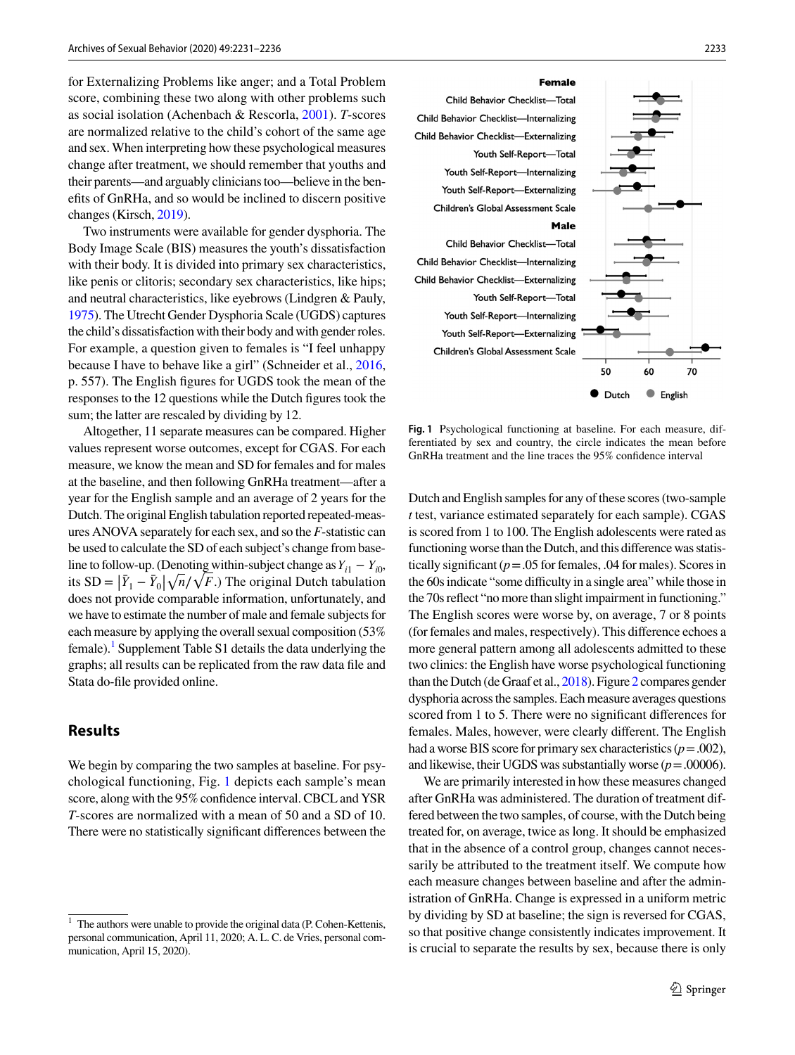for Externalizing Problems like anger; and a Total Problem score, combining these two along with other problems such as social isolation (Achenbach & Rescorla, 2001). *T*-scores are normalized relative to the child's cohort of the same age and sex. When interpreting how these psychological measures change after treatment, we should remember that youths and their parents—and arguably clinicians too—believe in the benefits of GnRHa, and so would be inclined to discern positive changes (Kirsch, 2019).

Two instruments were available for gender dysphoria. The Body Image Scale (BIS) measures the youth's dissatisfaction with their body. It is divided into primary sex characteristics, like penis or clitoris; secondary sex characteristics, like hips; and neutral characteristics, like eyebrows (Lindgren & Pauly, 1975). The Utrecht Gender Dysphoria Scale (UGDS) captures the child's dissatisfaction with their body and with gender roles. For example, a question given to females is "I feel unhappy because I have to behave like a girl" (Schneider et al., 2016, p. 557). The English figures for UGDS took the mean of the responses to the 12 questions while the Dutch figures took the sum; the latter are rescaled by dividing by 12.

Altogether, 11 separate measures can be compared. Higher values represent worse outcomes, except for CGAS. For each measure, we know the mean and SD for females and for males at the baseline, and then following GnRHa treatment—after a year for the English sample and an average of 2 years for the Dutch. The original English tabulation reported repeated-measures ANOVA separately for each sex, and so the *F*-statistic can be used to calculate the SD of each subject's change from baseline to follow-up. (Denoting within-subject change as $Y_{i1} - Y_{i0}$, its SD = $|\bar{Y}_1 - \bar{Y}_0|\sqrt{n}/\sqrt{F}$.) The original Dutch tabulation does not provide comparable information, unfortunately, and we have to estimate the number of male and female subjects for each measure by applying the overall sexual composition (53% female).[1] Supplement Table S1 details the data underlying the graphs; all results can be replicated from the raw data file and Stata do-file provided online.

## Results

We begin by comparing the two samples at baseline. For psychological functioning, Fig. 1 depicts each sample's mean score, along with the 95% confidence interval. CBCL and YSR *T*-scores are normalized with a mean of 50 and a SD of 10. There were no statistically significant differences between the

**Fig. 1** Psychological functioning at baseline. For each measure, differentiated by sex and country, the circle indicates the mean before GnRHa treatment and the line traces the 95% confidence interval

Dutch and English samples for any of these scores (two-sample *t* test, variance estimated separately for each sample). CGAS is scored from 1 to 100. The English adolescents were rated as functioning worse than the Dutch, and this difference was statistically significant ($p = .05$ for females, .04 for males). Scores in the 60s indicate "some difficulty in a single area" while those in the 70s reflect "no more than slight impairment in functioning." The English scores were worse by, on average, 7 or 8 points (for females and males, respectively). This difference echoes a more general pattern among all adolescents admitted to these two clinics: the English have worse psychological functioning than the Dutch (de Graaf et al., 2018). Figure 2 compares gender dysphoria across the samples. Each measure averages questions scored from 1 to 5. There were no significant differences for females. Males, however, were clearly different. The English had a worse BIS score for primary sex characteristics ($p = .002$), and likewise, their UGDS was substantially worse ($p = .00006$).

We are primarily interested in how these measures changed after GnRHa was administered. The duration of treatment differed between the two samples, of course, with the Dutch being treated for, on average, twice as long. It should be emphasized that in the absence of a control group, changes cannot necessarily be attributed to the treatment itself. We compute how each measure changes between baseline and after the administration of GnRHa. Change is expressed in a uniform metric by dividing by SD at baseline; the sign is reversed for CGAS, so that positive change consistently indicates improvement. It is crucial to separate the results by sex, because there is only

[1] The authors were unable to provide the original data (P. Cohen-Kettenis, personal communication, April 11, 2020; A. L. C. de Vries, personal communication, April 15, 2020).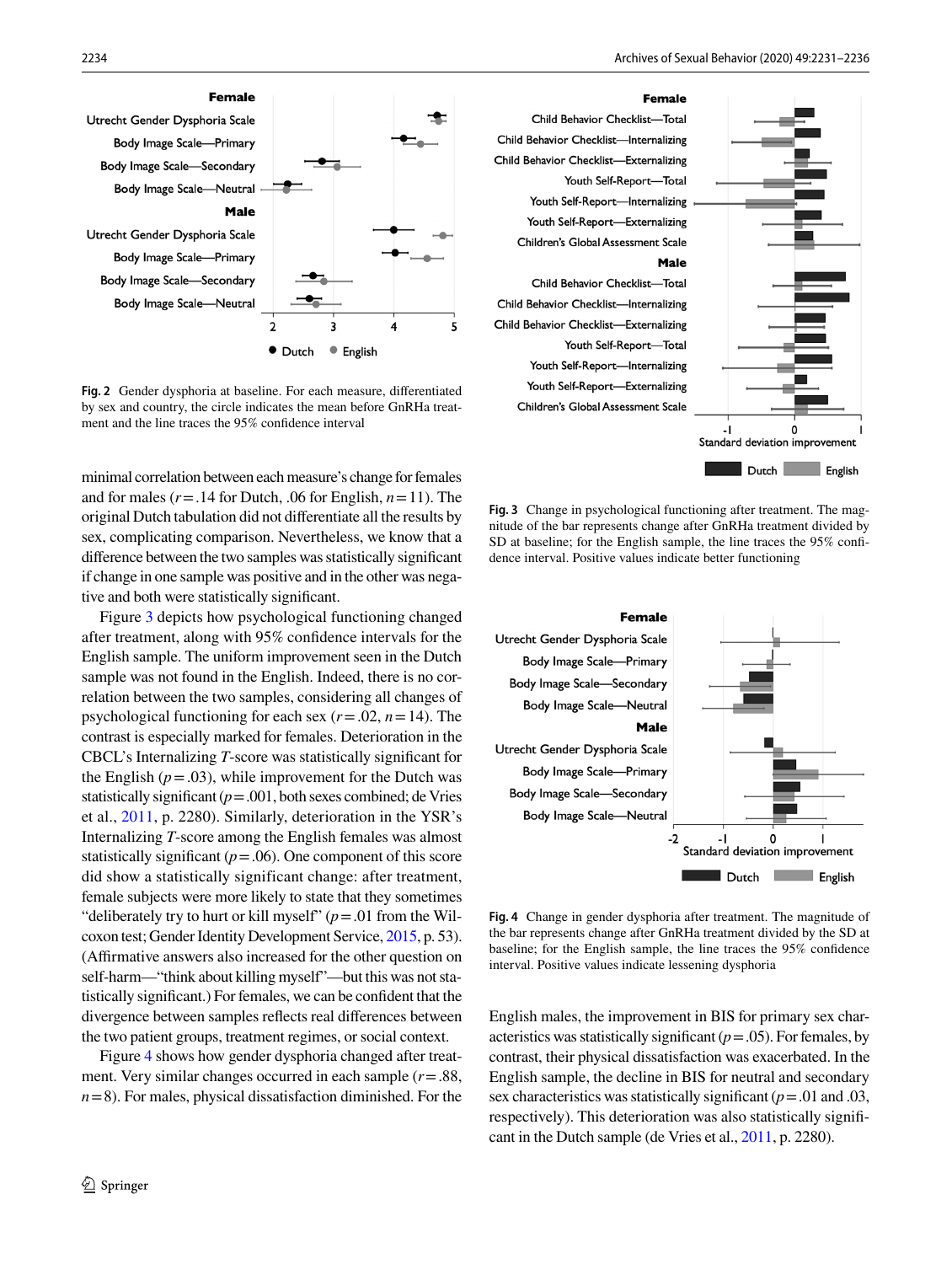Fig. 2 Gender dysphoria at baseline. For each measure, differentiated by sex and country, the circle indicates the mean before GnRHa treatment and the line traces the 95% confidence interval

minimal correlation between each measure's change for females and for males ($r = .14$ for Dutch, .06 for English, $n = 11$). The original Dutch tabulation did not differentiate all the results by sex, complicating comparison. Nevertheless, we know that a difference between the two samples was statistically significant if change in one sample was positive and in the other was negative and both were statistically significant.

Figure 3 depicts how psychological functioning changed after treatment, along with 95% confidence intervals for the English sample. The uniform improvement seen in the Dutch sample was not found in the English. Indeed, there is no correlation between the two samples, considering all changes of psychological functioning for each sex ($r = .02$, $n = 14$). The contrast is especially marked for females. Deterioration in the CBCL's Internalizing *T*-score was statistically significant for the English ($p = .03$), while improvement for the Dutch was statistically significant ($p = .001$, both sexes combined; de Vries et al., 2011, p. 2280). Similarly, deterioration in the YSR's Internalizing *T*-score among the English females was almost statistically significant ($p = .06$). One component of this score did show a statistically significant change: after treatment, female subjects were more likely to state that they sometimes "deliberately try to hurt or kill myself" ($p = .01$ from the Wilcoxon test; Gender Identity Development Service, 2015, p. 53). (Affirmative answers also increased for the other question on self-harm—"think about killing myself"—but this was not statistically significant.) For females, we can be confident that the divergence between samples reflects real differences between the two patient groups, treatment regimes, or social context.

Figure 4 shows how gender dysphoria changed after treatment. Very similar changes occurred in each sample ($r = .88$, $n = 8$). For males, physical dissatisfaction diminished. For the English males, the improvement in BIS for primary sex characteristics was statistically significant ($p = .05$). For females, by contrast, their physical dissatisfaction was exacerbated. In the English sample, the decline in BIS for neutral and secondary sex characteristics was statistically significant ($p = .01$ and .03, respectively). This deterioration was also statistically significant in the Dutch sample (de Vries et al., 2011, p. 2280).

Fig. 3 Change in psychological functioning after treatment. The magnitude of the bar represents change after GnRHa treatment divided by SD at baseline; for the English sample, the line traces the 95% confidence interval. Positive values indicate better functioning

Fig. 4 Change in gender dysphoria after treatment. The magnitude of the bar represents change after GnRHa treatment divided by the SD at baseline; for the English sample, the line traces the 95% confidence interval. Positive values indicate lessening dysphoria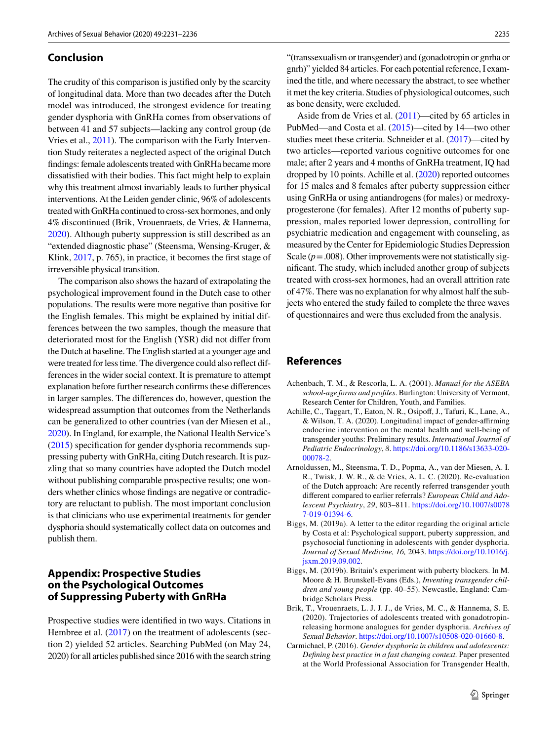## Conclusion

The crudity of this comparison is justified only by the scarcity of longitudinal data. More than two decades after the Dutch model was introduced, the strongest evidence for treating gender dysphoria with GnRHa comes from observations of between 41 and 57 subjects—lacking any control group (de Vries et al., 2011). The comparison with the Early Intervention Study reiterates a neglected aspect of the original Dutch findings: female adolescents treated with GnRHa became more dissatisfied with their bodies. This fact might help to explain why this treatment almost invariably leads to further physical interventions. At the Leiden gender clinic, 96% of adolescents treated with GnRHa continued to cross-sex hormones, and only 4% discontinued (Brik, Vrouenraets, de Vries, & Hannema, 2020). Although puberty suppression is still described as an "extended diagnostic phase" (Steensma, Wensing-Kruger, & Klink, 2017, p. 765), in practice, it becomes the first stage of irreversible physical transition.

The comparison also shows the hazard of extrapolating the psychological improvement found in the Dutch case to other populations. The results were more negative than positive for the English females. This might be explained by initial differences between the two samples, though the measure that deteriorated most for the English (YSR) did not differ from the Dutch at baseline. The English started at a younger age and were treated for less time. The divergence could also reflect differences in the wider social context. It is premature to attempt explanation before further research confirms these differences in larger samples. The differences do, however, question the widespread assumption that outcomes from the Netherlands can be generalized to other countries (van der Miesen et al., 2020). In England, for example, the National Health Service's (2015) specification for gender dysphoria recommends suppressing puberty with GnRHa, citing Dutch research. It is puzzling that so many countries have adopted the Dutch model without publishing comparable prospective results; one wonders whether clinics whose findings are negative or contradictory are reluctant to publish. The most important conclusion is that clinicians who use experimental treatments for gender dysphoria should systematically collect data on outcomes and publish them.

## Appendix: Prospective Studies on the Psychological Outcomes of Suppressing Puberty with GnRHa

Prospective studies were identified in two ways. Citations in Hembree et al. (2017) on the treatment of adolescents (section 2) yielded 52 articles. Searching PubMed (on May 24, 2020) for all articles published since 2016 with the search string "(transsexualism or transgender) and (gonadotropin or gnrha or gnrh)" yielded 84 articles. For each potential reference, I examined the title, and where necessary the abstract, to see whether it met the key criteria. Studies of physiological outcomes, such as bone density, were excluded.

Aside from de Vries et al. (2011)—cited by 65 articles in PubMed—and Costa et al. (2015)—cited by 14—two other studies meet these criteria. Schneider et al. (2017)—cited by two articles—reported various cognitive outcomes for one male; after 2 years and 4 months of GnRHa treatment, IQ had dropped by 10 points. Achille et al. (2020) reported outcomes for 15 males and 8 females after puberty suppression either using GnRHa or using antiandrogens (for males) or medroxyprogesterone (for females). After 12 months of puberty suppression, males reported lower depression, controlling for psychiatric medication and engagement with counseling, as measured by the Center for Epidemiologic Studies Depression Scale ($p = .008$). Other improvements were not statistically significant. The study, which included another group of subjects treated with cross-sex hormones, had an overall attrition rate of 47%. There was no explanation for why almost half the subjects who entered the study failed to complete the three waves of questionnaires and were thus excluded from the analysis.

## References

Achenbach, T. M., & Rescorla, L. A. (2001). *Manual for the ASEBA school-age forms and profiles*. Burlington: University of Vermont, Research Center for Children, Youth, and Families.

Achille, C., Taggart, T., Eaton, N. R., Osipoff, J., Tafuri, K., Lane, A., & Wilson, T. A. (2020). Longitudinal impact of gender-affirming endocrine intervention on the mental health and well-being of transgender youths: Preliminary results. *International Journal of Pediatric Endocrinology*, *8*. https://doi.org/10.1186/s13633-020-00078-2.

Arnoldussen, M., Steensma, T. D., Popma, A., van der Miesen, A. I. R., Twisk, J. W. R., & de Vries, A. L. C. (2020). Re-evaluation of the Dutch approach: Are recently referred transgender youth different compared to earlier referrals? *European Child and Adolescent Psychiatry*, *29*, 803–811. https://doi.org/10.1007/s00787-019-01394-6.

Biggs, M. (2019a). A letter to the editor regarding the original article by Costa et al: Psychological support, puberty suppression, and psychosocial functioning in adolescents with gender dysphoria. *Journal of Sexual Medicine, 16,* 2043. https://doi.org/10.1016/j.jsxm.2019.09.002.

Biggs, M. (2019b). Britain's experiment with puberty blockers. In M. Moore & H. Brunskell-Evans (Eds.), *Inventing transgender children and young people* (pp. 40–55). Newcastle, England: Cambridge Scholars Press.

Brik, T., Vrouenraets, L. J. J. J., de Vries, M. C., & Hannema, S. E. (2020). Trajectories of adolescents treated with gonadotropin-releasing hormone analogues for gender dysphoria. *Archives of Sexual Behavior*. https://doi.org/10.1007/s10508-020-01660-8.

Carmichael, P. (2016). *Gender dysphoria in children and adolescents: Defining best practice in a fast changing context.* Paper presented at the World Professional Association for Transgender Health,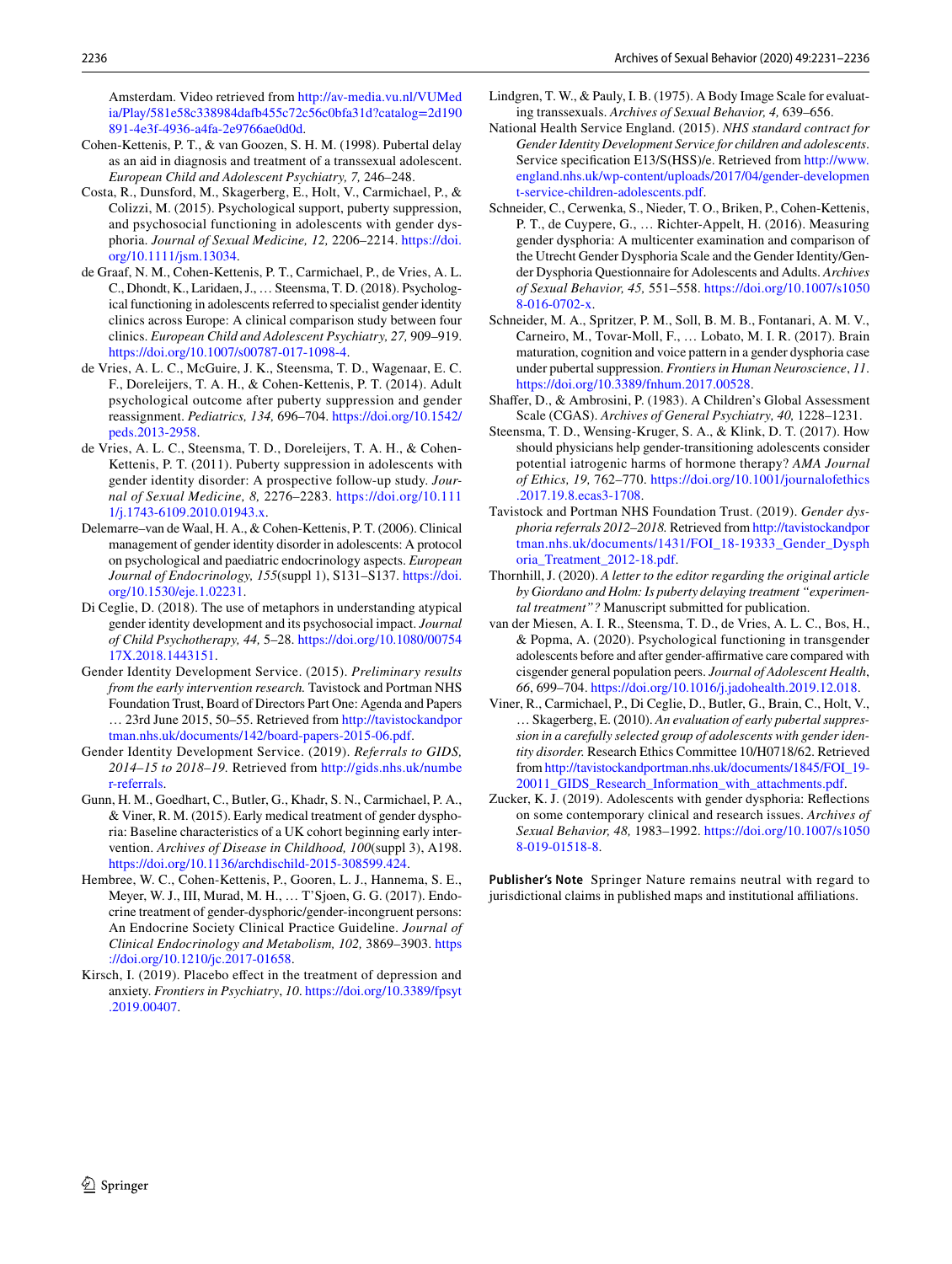Amsterdam. Video retrieved from http://av-media.vu.nl/VUMedia/Play/581e58c338984dafb455c72c56c0bfa31d?catalog=2d190891-4e3f-4936-a4fa-2e9766ae0d0d.

Cohen-Kettenis, P. T., & van Goozen, S. H. M. (1998). Pubertal delay as an aid in diagnosis and treatment of a transsexual adolescent. *European Child and Adolescent Psychiatry, 7,* 246–248.

Costa, R., Dunsford, M., Skagerberg, E., Holt, V., Carmichael, P., & Colizzi, M. (2015). Psychological support, puberty suppression, and psychosocial functioning in adolescents with gender dysphoria. *Journal of Sexual Medicine, 12,* 2206–2214. https://doi.org/10.1111/jsm.13034.

de Graaf, N. M., Cohen-Kettenis, P. T., Carmichael, P., de Vries, A. L. C., Dhondt, K., Laridaen, J., … Steensma, T. D. (2018). Psychological functioning in adolescents referred to specialist gender identity clinics across Europe: A clinical comparison study between four clinics. *European Child and Adolescent Psychiatry, 27,* 909–919. https://doi.org/10.1007/s00787-017-1098-4.

de Vries, A. L. C., McGuire, J. K., Steensma, T. D., Wagenaar, E. C. F., Doreleijers, T. A. H., & Cohen-Kettenis, P. T. (2014). Adult psychological outcome after puberty suppression and gender reassignment. *Pediatrics, 134,* 696–704. https://doi.org/10.1542/peds.2013-2958.

de Vries, A. L. C., Steensma, T. D., Doreleijers, T. A. H., & Cohen-Kettenis, P. T. (2011). Puberty suppression in adolescents with gender identity disorder: A prospective follow-up study. *Journal of Sexual Medicine, 8,* 2276–2283. https://doi.org/10.1111/j.1743-6109.2010.01943.x.

Delemarre–van de Waal, H. A., & Cohen-Kettenis, P. T. (2006). Clinical management of gender identity disorder in adolescents: A protocol on psychological and paediatric endocrinology aspects. *European Journal of Endocrinology, 155*(suppl 1), S131–S137. https://doi.org/10.1530/eje.1.02231.

Di Ceglie, D. (2018). The use of metaphors in understanding atypical gender identity development and its psychosocial impact. *Journal of Child Psychotherapy, 44,* 5–28. https://doi.org/10.1080/0075417X.2018.1443151.

Gender Identity Development Service. (2015). *Preliminary results from the early intervention research.* Tavistock and Portman NHS Foundation Trust, Board of Directors Part One: Agenda and Papers … 23rd June 2015, 50–55. Retrieved from http://tavistockandportman.nhs.uk/documents/142/board-papers-2015-06.pdf.

Gender Identity Development Service. (2019). *Referrals to GIDS, 2014–15 to 2018–19.* Retrieved from http://gids.nhs.uk/number-referrals.

Gunn, H. M., Goedhart, C., Butler, G., Khadr, S. N., Carmichael, P. A., & Viner, R. M. (2015). Early medical treatment of gender dysphoria: Baseline characteristics of a UK cohort beginning early intervention. *Archives of Disease in Childhood, 100*(suppl 3), A198. https://doi.org/10.1136/archdischild-2015-308599.424.

Hembree, W. C., Cohen-Kettenis, P., Gooren, L. J., Hannema, S. E., Meyer, W. J., III, Murad, M. H., … T'Sjoen, G. G. (2017). Endocrine treatment of gender-dysphoric/gender-incongruent persons: An Endocrine Society Clinical Practice Guideline. *Journal of Clinical Endocrinology and Metabolism, 102,* 3869–3903. https://doi.org/10.1210/jc.2017-01658.

Kirsch, I. (2019). Placebo effect in the treatment of depression and anxiety. *Frontiers in Psychiatry*, *10*. https://doi.org/10.3389/fpsyt.2019.00407.

Lindgren, T. W., & Pauly, I. B. (1975). A Body Image Scale for evaluating transsexuals. *Archives of Sexual Behavior, 4,* 639–656.

National Health Service England. (2015). *NHS standard contract for Gender Identity Development Service for children and adolescents*. Service specification E13/S(HSS)/e. Retrieved from http://www.england.nhs.uk/wp-content/uploads/2017/04/gender-development-service-children-adolescents.pdf.

Schneider, C., Cerwenka, S., Nieder, T. O., Briken, P., Cohen-Kettenis, P. T., de Cuypere, G., … Richter-Appelt, H. (2016). Measuring gender dysphoria: A multicenter examination and comparison of the Utrecht Gender Dysphoria Scale and the Gender Identity/Gender Dysphoria Questionnaire for Adolescents and Adults. *Archives of Sexual Behavior, 45,* 551–558. https://doi.org/10.1007/s10508-016-0702-x.

Schneider, M. A., Spritzer, P. M., Soll, B. M. B., Fontanari, A. M. V., Carneiro, M., Tovar-Moll, F., … Lobato, M. I. R. (2017). Brain maturation, cognition and voice pattern in a gender dysphoria case under pubertal suppression. *Frontiers in Human Neuroscience*, *11*. https://doi.org/10.3389/fnhum.2017.00528.

Shaffer, D., & Ambrosini, P. (1983). A Children's Global Assessment Scale (CGAS). *Archives of General Psychiatry, 40,* 1228–1231.

Steensma, T. D., Wensing-Kruger, S. A., & Klink, D. T. (2017). How should physicians help gender-transitioning adolescents consider potential iatrogenic harms of hormone therapy? *AMA Journal of Ethics, 19,* 762–770. https://doi.org/10.1001/journalofethics.2017.19.8.ecas3-1708.

Tavistock and Portman NHS Foundation Trust. (2019). *Gender dysphoria referrals 2012–2018.* Retrieved from http://tavistockandportman.nhs.uk/documents/1431/FOI_18-19333_Gender_Dysphoria_Treatment_2012-18.pdf.

Thornhill, J. (2020). *A letter to the editor regarding the original article by Giordano and Holm: Is puberty delaying treatment "experimental treatment"?* Manuscript submitted for publication.

van der Miesen, A. I. R., Steensma, T. D., de Vries, A. L. C., Bos, H., & Popma, A. (2020). Psychological functioning in transgender adolescents before and after gender-affirmative care compared with cisgender general population peers. *Journal of Adolescent Health*, *66*, 699–704. https://doi.org/10.1016/j.jadohealth.2019.12.018.

Viner, R., Carmichael, P., Di Ceglie, D., Butler, G., Brain, C., Holt, V., … Skagerberg, E. (2010). *An evaluation of early pubertal suppression in a carefully selected group of adolescents with gender identity disorder.* Research Ethics Committee 10/H0718/62. Retrieved from http://tavistockandportman.nhs.uk/documents/1845/FOI_19-20011_GIDS_Research_Information_with_attachments.pdf.

Zucker, K. J. (2019). Adolescents with gender dysphoria: Reflections on some contemporary clinical and research issues. *Archives of Sexual Behavior, 48,* 1983–1992. https://doi.org/10.1007/s10508-019-01518-8.

**Publisher's Note** Springer Nature remains neutral with regard to jurisdictional claims in published maps and institutional affiliations.